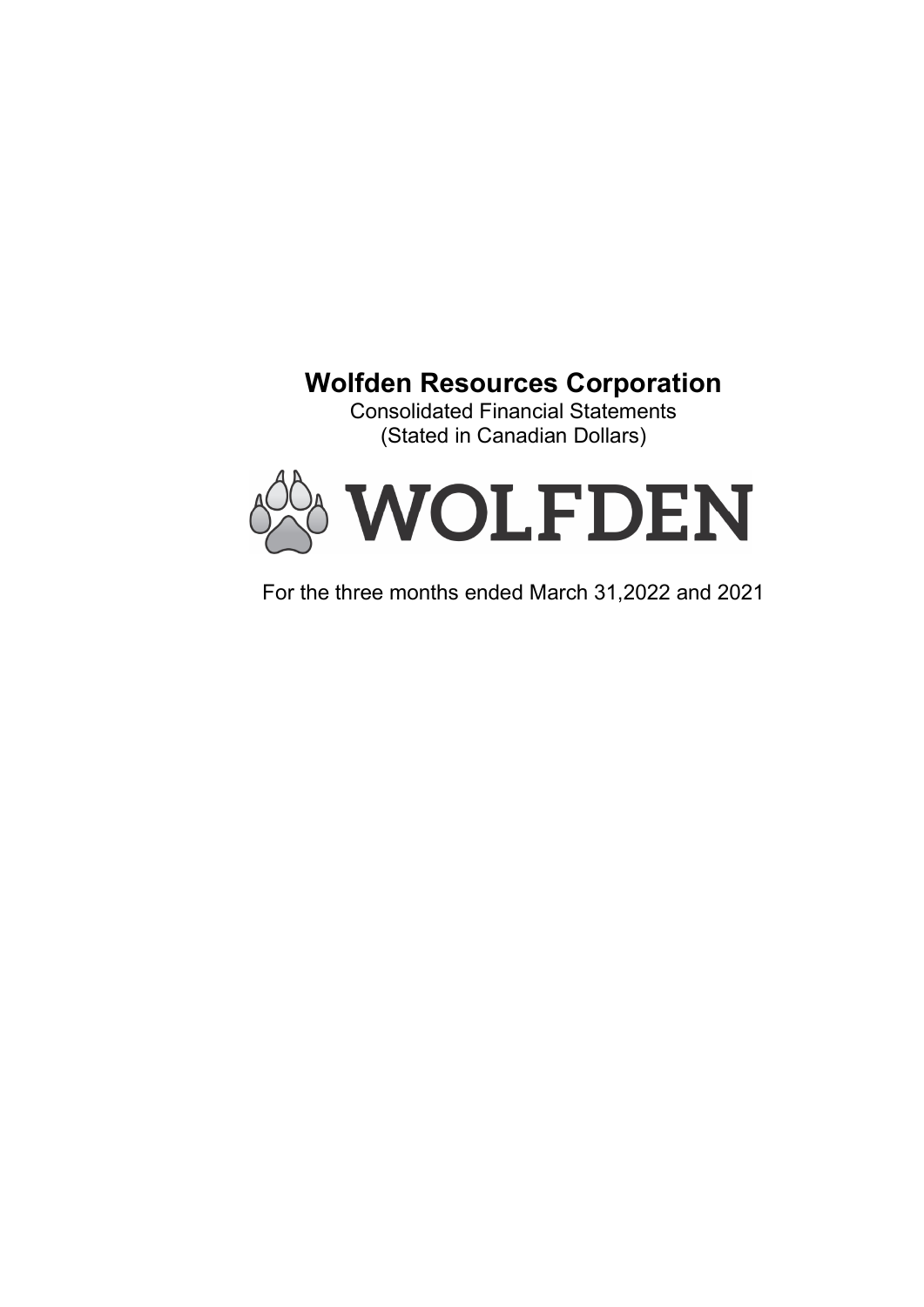# Wolfden Resources Corporation

Consolidated Financial Statements
(Stated in Canadian Dollars)

WOLFDEN

For the three months ended March 31,2022 and 2021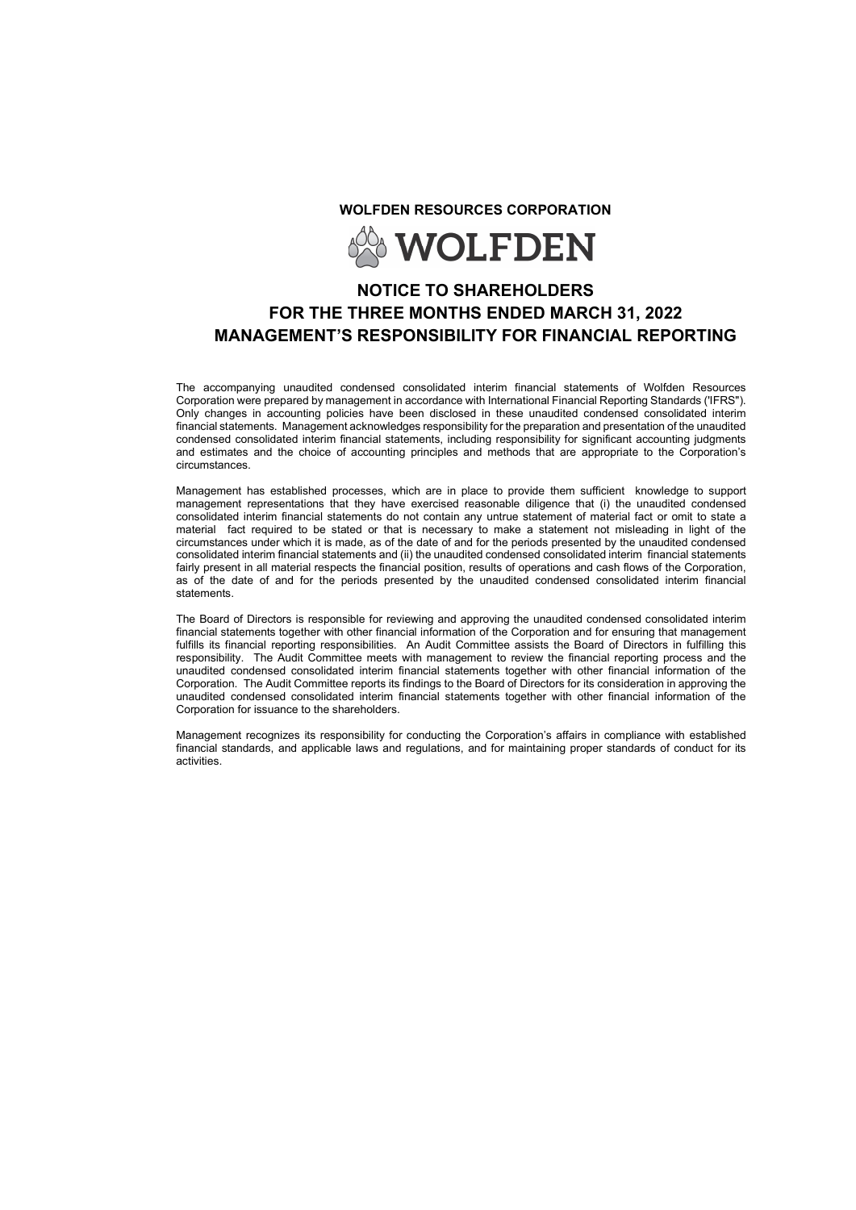**WOLFDEN RESOURCES CORPORATION**

WOLFDEN

# NOTICE TO SHAREHOLDERS
# FOR THE THREE MONTHS ENDED MARCH 31, 2022
# MANAGEMENT'S RESPONSIBILITY FOR FINANCIAL REPORTING

The accompanying unaudited condensed consolidated interim financial statements of Wolfden Resources Corporation were prepared by management in accordance with International Financial Reporting Standards ('IFRS"). Only changes in accounting policies have been disclosed in these unaudited condensed consolidated interim financial statements. Management acknowledges responsibility for the preparation and presentation of the unaudited condensed consolidated interim financial statements, including responsibility for significant accounting judgments and estimates and the choice of accounting principles and methods that are appropriate to the Corporation's circumstances.

Management has established processes, which are in place to provide them sufficient knowledge to support management representations that they have exercised reasonable diligence that (i) the unaudited condensed consolidated interim financial statements do not contain any untrue statement of material fact or omit to state a material fact required to be stated or that is necessary to make a statement not misleading in light of the circumstances under which it is made, as of the date of and for the periods presented by the unaudited condensed consolidated interim financial statements and (ii) the unaudited condensed consolidated interim financial statements fairly present in all material respects the financial position, results of operations and cash flows of the Corporation, as of the date of and for the periods presented by the unaudited condensed consolidated interim financial statements.

The Board of Directors is responsible for reviewing and approving the unaudited condensed consolidated interim financial statements together with other financial information of the Corporation and for ensuring that management fulfills its financial reporting responsibilities. An Audit Committee assists the Board of Directors in fulfilling this responsibility. The Audit Committee meets with management to review the financial reporting process and the unaudited condensed consolidated interim financial statements together with other financial information of the Corporation. The Audit Committee reports its findings to the Board of Directors for its consideration in approving the unaudited condensed consolidated interim financial statements together with other financial information of the Corporation for issuance to the shareholders.

Management recognizes its responsibility for conducting the Corporation's affairs in compliance with established financial standards, and applicable laws and regulations, and for maintaining proper standards of conduct for its activities.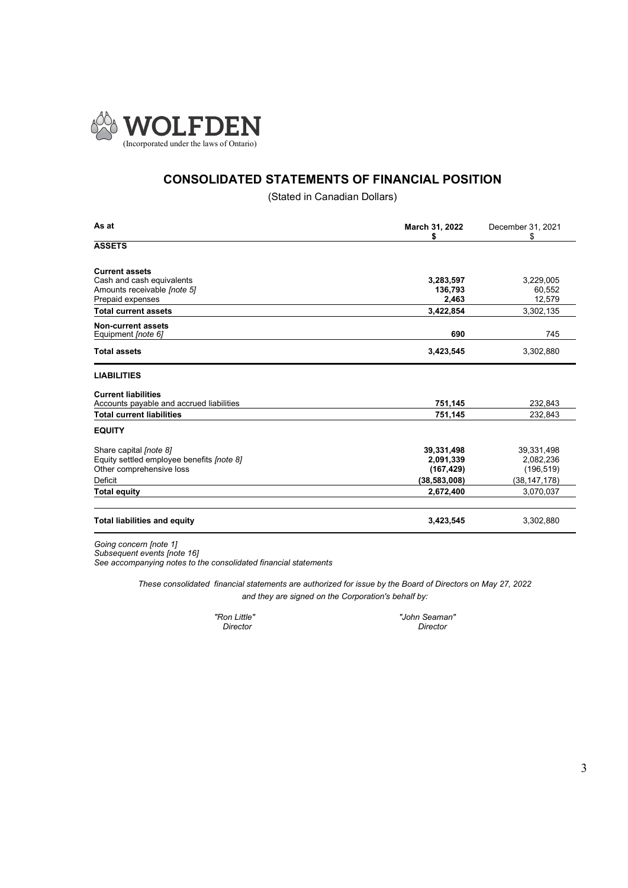**WOLFDEN**
(Incorporated under the laws of Ontario)

# CONSOLIDATED STATEMENTS OF FINANCIAL POSITION

(Stated in Canadian Dollars)

| As at | March 31, 2022 $ | December 31, 2021 $ |
|---|---|---|
| **ASSETS** | | |
| **Current assets** | | |
| Cash and cash equivalents | **3,283,597** | 3,229,005 |
| Amounts receivable *[note 5]* | **136,793** | 60,552 |
| Prepaid expenses | **2,463** | 12,579 |
| **Total current assets** | **3,422,854** | 3,302,135 |
| **Non-current assets** | | |
| Equipment *[note 6]* | **690** | 745 |
| **Total assets** | **3,423,545** | 3,302,880 |
| **LIABILITIES** | | |
| **Current liabilities** | | |
| Accounts payable and accrued liabilities | **751,145** | 232,843 |
| **Total current liabilities** | **751,145** | 232,843 |
| **EQUITY** | | |
| Share capital *[note 8]* | **39,331,498** | 39,331,498 |
| Equity settled employee benefits *[note 8]* | **2,091,339** | 2,082,236 |
| Other comprehensive loss | **(167,429)** | (196,519) |
| Deficit | **(38,583,008)** | (38,147,178) |
| **Total equity** | **2,672,400** | 3,070,037 |
| **Total liabilities and equity** | **3,423,545** | 3,302,880 |

*Going concern [note 1]*
*Subsequent events [note 16]*
*See accompanying notes to the consolidated financial statements*

*These consolidated financial statements are authorized for issue by the Board of Directors on May 27, 2022 and they are signed on the Corporation's behalf by:*

*"Ron Little"*
*Director*

*"John Seaman"*
*Director*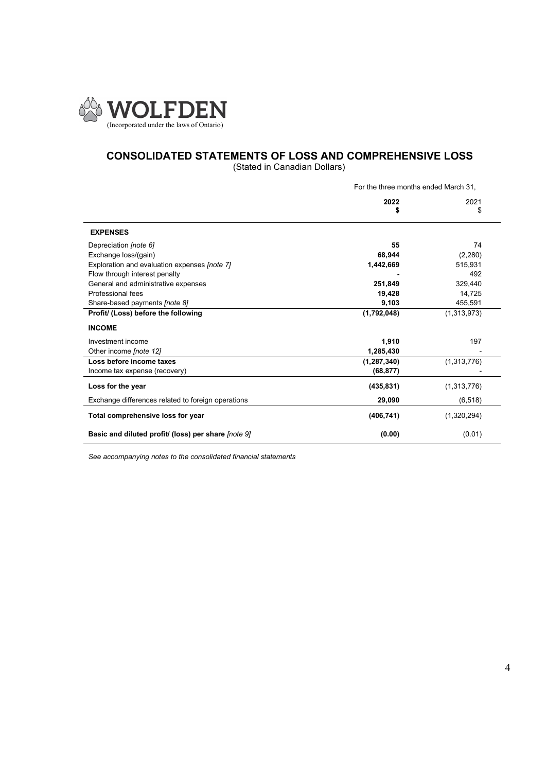**WOLFDEN**
(Incorporated under the laws of Ontario)

## CONSOLIDATED STATEMENTS OF LOSS AND COMPREHENSIVE LOSS

(Stated in Canadian Dollars)

| | For the three months ended March 31, | |
|---|---|---|
| | **2022** **$** | 2021 $ |
| **EXPENSES** | | |
| Depreciation *[note 6]* | **55** | 74 |
| Exchange loss/(gain) | **68,944** | (2,280) |
| Exploration and evaluation expenses *[note 7]* | **1,442,669** | 515,931 |
| Flow through interest penalty | **-** | 492 |
| General and administrative expenses | **251,849** | 329,440 |
| Professional fees | **19,428** | 14,725 |
| Share-based payments *[note 8]* | **9,103** | 455,591 |
| **Profit/ (Loss) before the following** | **(1,792,048)** | (1,313,973) |
| **INCOME** | | |
| Investment income | **1,910** | 197 |
| Other income *[note 12]* | **1,285,430** | - |
| **Loss before income taxes** | **(1,287,340)** | (1,313,776) |
| Income tax expense (recovery) | **(68,877)** | - |
| **Loss for the year** | **(435,831)** | (1,313,776) |
| Exchange differences related to foreign operations | **29,090** | (6,518) |
| **Total comprehensive loss for year** | **(406,741)** | (1,320,294) |
| **Basic and diluted profit/ (loss) per share** *[note 9]* | **(0.00)** | (0.01) |

*See accompanying notes to the consolidated financial statements*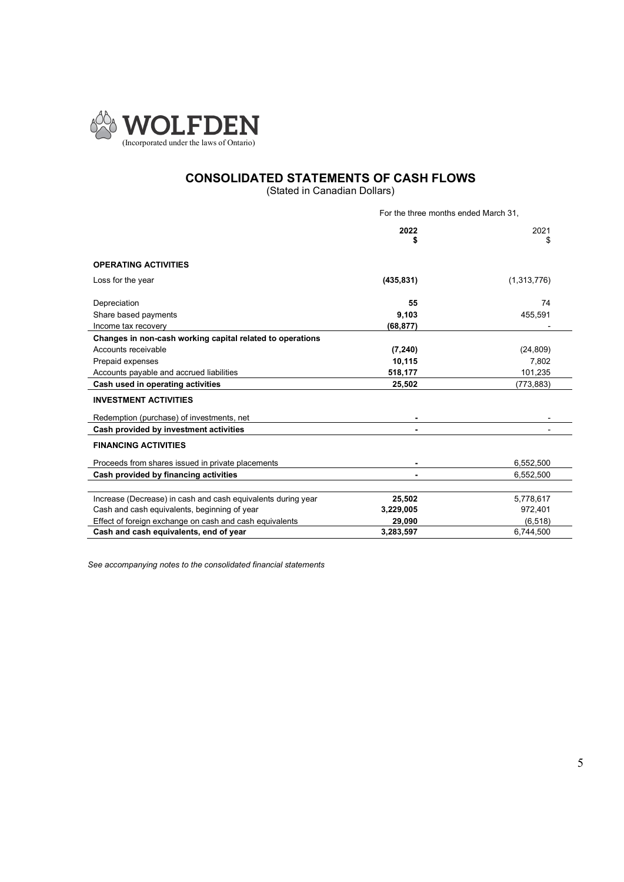# WOLFDEN

(Incorporated under the laws of Ontario)

## CONSOLIDATED STATEMENTS OF CASH FLOWS

(Stated in Canadian Dollars)

| | For the three months ended March 31, | |
|---|---|---|
| | **2022** | 2021 |
| | **$** | $ |
| **OPERATING ACTIVITIES** | | |
| Loss for the year | **(435,831)** | (1,313,776) |
| Depreciation | **55** | 74 |
| Share based payments | **9,103** | 455,591 |
| Income tax recovery | **(68,877)** | - |
| **Changes in non-cash working capital related to operations** | | |
| Accounts receivable | **(7,240)** | (24,809) |
| Prepaid expenses | **10,115** | 7,802 |
| Accounts payable and accrued liabilities | **518,177** | 101,235 |
| **Cash used in operating activities** | **25,502** | (773,883) |
| **INVESTMENT ACTIVITIES** | | |
| Redemption (purchase) of investments, net | **-** | - |
| **Cash provided by investment activities** | **-** | - |
| **FINANCING ACTIVITIES** | | |
| Proceeds from shares issued in private placements | **-** | 6,552,500 |
| **Cash provided by financing activities** | **-** | 6,552,500 |
| Increase (Decrease) in cash and cash equivalents during year | **25,502** | 5,778,617 |
| Cash and cash equivalents, beginning of year | **3,229,005** | 972,401 |
| Effect of foreign exchange on cash and cash equivalents | **29,090** | (6,518) |
| **Cash and cash equivalents, end of year** | **3,283,597** | 6,744,500 |

*See accompanying notes to the consolidated financial statements*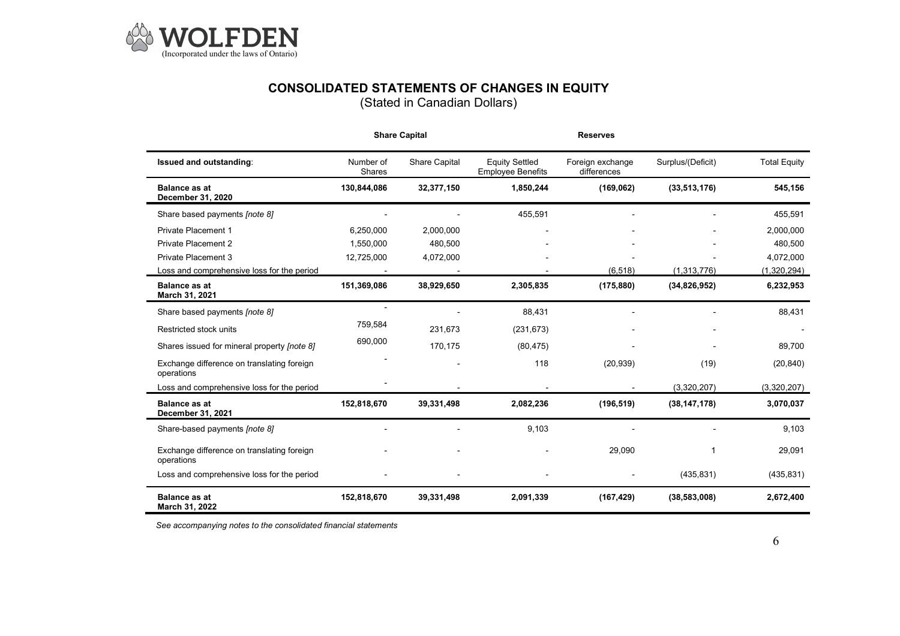WOLFDEN
(Incorporated under the laws of Ontario)

# CONSOLIDATED STATEMENTS OF CHANGES IN EQUITY

(Stated in Canadian Dollars)

| | Share Capital | | Reserves | | | |
|---|---|---|---|---|---|---|
| **Issued and outstanding**: | Number of Shares | Share Capital | Equity Settled Employee Benefits | Foreign exchange differences | Surplus/(Deficit) | Total Equity |
| **Balance as at December 31, 2020** | **130,844,086** | **32,377,150** | **1,850,244** | **(169,062)** | **(33,513,176)** | **545,156** |
| Share based payments *[note 8]* | - | - | 455,591 | - | - | 455,591 |
| Private Placement 1 | 6,250,000 | 2,000,000 | - | - | - | 2,000,000 |
| Private Placement 2 | 1,550,000 | 480,500 | - | - | - | 480,500 |
| Private Placement 3 | 12,725,000 | 4,072,000 | - | - | - | 4,072,000 |
| Loss and comprehensive loss for the period | - | - | - | (6,518) | (1,313,776) | (1,320,294) |
| **Balance as at March 31, 2021** | **151,369,086** | **38,929,650** | **2,305,835** | **(175,880)** | **(34,826,952)** | **6,232,953** |
| Share based payments *[note 8]* | - | - | 88,431 | - | - | 88,431 |
| Restricted stock units | 759,584 | 231,673 | (231,673) | - | - | - |
| Shares issued for mineral property *[note 8]* | 690,000 | 170,175 | (80,475) | - | - | 89,700 |
| Exchange difference on translating foreign operations | - | - | 118 | (20,939) | (19) | (20,840) |
| Loss and comprehensive loss for the period | - | - | - | - | (3,320,207) | (3,320,207) |
| **Balance as at December 31, 2021** | **152,818,670** | **39,331,498** | **2,082,236** | **(196,519)** | **(38,147,178)** | **3,070,037** |
| Share-based payments *[note 8]* | - | - | 9,103 | - | - | 9,103 |
| Exchange difference on translating foreign operations | - | - | - | 29,090 | 1 | 29,091 |
| Loss and comprehensive loss for the period | - | - | - | - | (435,831) | (435,831) |
| **Balance as at March 31, 2022** | **152,818,670** | **39,331,498** | **2,091,339** | **(167,429)** | **(38,583,008)** | **2,672,400** |

*See accompanying notes to the consolidated financial statements*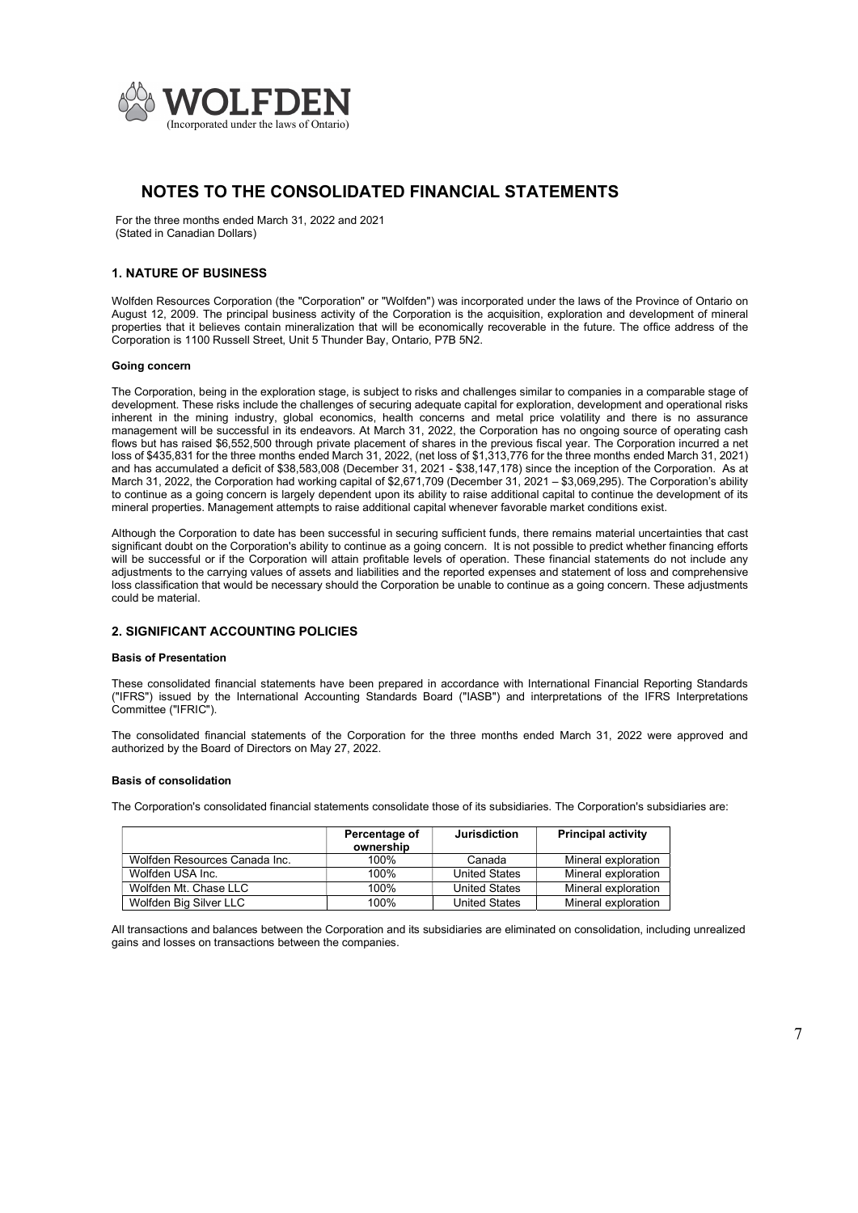**WOLFDEN**
(Incorporated under the laws of Ontario)

# NOTES TO THE CONSOLIDATED FINANCIAL STATEMENTS

For the three months ended March 31, 2022 and 2021
(Stated in Canadian Dollars)

## 1. NATURE OF BUSINESS

Wolfden Resources Corporation (the "Corporation" or "Wolfden") was incorporated under the laws of the Province of Ontario on August 12, 2009. The principal business activity of the Corporation is the acquisition, exploration and development of mineral properties that it believes contain mineralization that will be economically recoverable in the future. The office address of the Corporation is 1100 Russell Street, Unit 5 Thunder Bay, Ontario, P7B 5N2.

### Going concern

The Corporation, being in the exploration stage, is subject to risks and challenges similar to companies in a comparable stage of development. These risks include the challenges of securing adequate capital for exploration, development and operational risks inherent in the mining industry, global economics, health concerns and metal price volatility and there is no assurance management will be successful in its endeavors. At March 31, 2022, the Corporation has no ongoing source of operating cash flows but has raised $6,552,500 through private placement of shares in the previous fiscal year. The Corporation incurred a net loss of $435,831 for the three months ended March 31, 2022, (net loss of $1,313,776 for the three months ended March 31, 2021) and has accumulated a deficit of $38,583,008 (December 31, 2021 - $38,147,178) since the inception of the Corporation. As at March 31, 2022, the Corporation had working capital of $2,671,709 (December 31, 2021 – $3,069,295). The Corporation's ability to continue as a going concern is largely dependent upon its ability to raise additional capital to continue the development of its mineral properties. Management attempts to raise additional capital whenever favorable market conditions exist.

Although the Corporation to date has been successful in securing sufficient funds, there remains material uncertainties that cast significant doubt on the Corporation's ability to continue as a going concern. It is not possible to predict whether financing efforts will be successful or if the Corporation will attain profitable levels of operation. These financial statements do not include any adjustments to the carrying values of assets and liabilities and the reported expenses and statement of loss and comprehensive loss classification that would be necessary should the Corporation be unable to continue as a going concern. These adjustments could be material.

## 2. SIGNIFICANT ACCOUNTING POLICIES

### Basis of Presentation

These consolidated financial statements have been prepared in accordance with International Financial Reporting Standards ("IFRS") issued by the International Accounting Standards Board ("IASB") and interpretations of the IFRS Interpretations Committee ("IFRIC").

The consolidated financial statements of the Corporation for the three months ended March 31, 2022 were approved and authorized by the Board of Directors on May 27, 2022.

### Basis of consolidation

The Corporation's consolidated financial statements consolidate those of its subsidiaries. The Corporation's subsidiaries are:

| | Percentage of ownership | Jurisdiction | Principal activity |
|---|---|---|---|
| Wolfden Resources Canada Inc. | 100% | Canada | Mineral exploration |
| Wolfden USA Inc. | 100% | United States | Mineral exploration |
| Wolfden Mt. Chase LLC | 100% | United States | Mineral exploration |
| Wolfden Big Silver LLC | 100% | United States | Mineral exploration |

All transactions and balances between the Corporation and its subsidiaries are eliminated on consolidation, including unrealized gains and losses on transactions between the companies.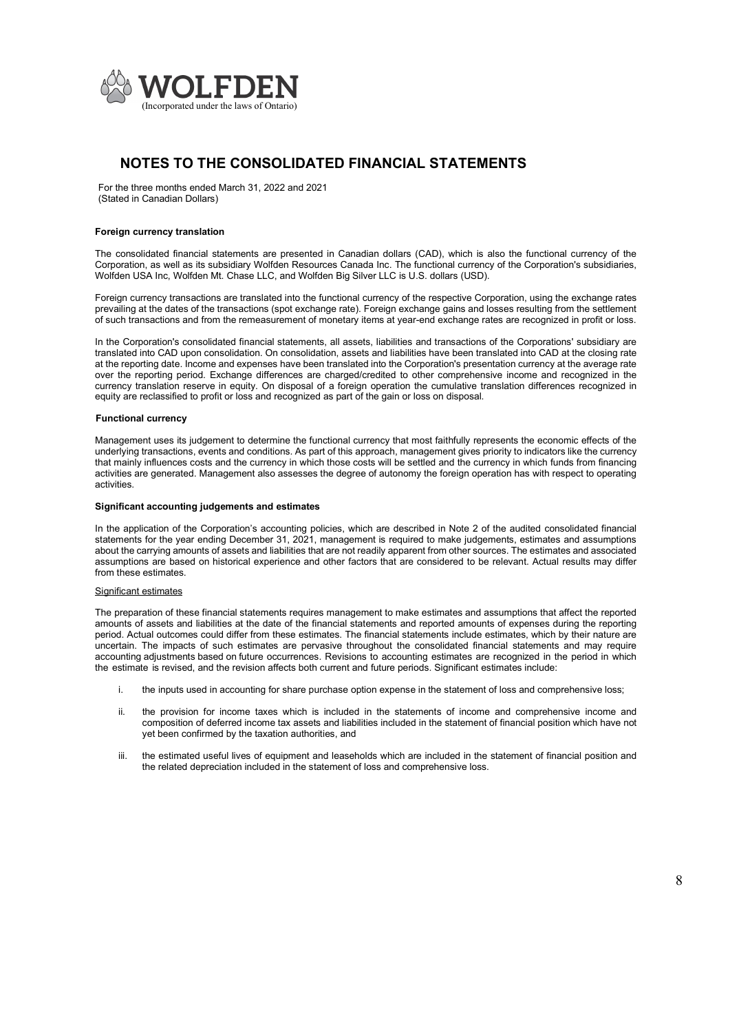# NOTES TO THE CONSOLIDATED FINANCIAL STATEMENTS

For the three months ended March 31, 2022 and 2021
(Stated in Canadian Dollars)

**Foreign currency translation**

The consolidated financial statements are presented in Canadian dollars (CAD), which is also the functional currency of the Corporation, as well as its subsidiary Wolfden Resources Canada Inc. The functional currency of the Corporation's subsidiaries, Wolfden USA Inc, Wolfden Mt. Chase LLC, and Wolfden Big Silver LLC is U.S. dollars (USD).

Foreign currency transactions are translated into the functional currency of the respective Corporation, using the exchange rates prevailing at the dates of the transactions (spot exchange rate). Foreign exchange gains and losses resulting from the settlement of such transactions and from the remeasurement of monetary items at year-end exchange rates are recognized in profit or loss.

In the Corporation's consolidated financial statements, all assets, liabilities and transactions of the Corporations' subsidiary are translated into CAD upon consolidation. On consolidation, assets and liabilities have been translated into CAD at the closing rate at the reporting date. Income and expenses have been translated into the Corporation's presentation currency at the average rate over the reporting period. Exchange differences are charged/credited to other comprehensive income and recognized in the currency translation reserve in equity. On disposal of a foreign operation the cumulative translation differences recognized in equity are reclassified to profit or loss and recognized as part of the gain or loss on disposal.

**Functional currency**

Management uses its judgement to determine the functional currency that most faithfully represents the economic effects of the underlying transactions, events and conditions. As part of this approach, management gives priority to indicators like the currency that mainly influences costs and the currency in which those costs will be settled and the currency in which funds from financing activities are generated. Management also assesses the degree of autonomy the foreign operation has with respect to operating activities.

**Significant accounting judgements and estimates**

In the application of the Corporation's accounting policies, which are described in Note 2 of the audited consolidated financial statements for the year ending December 31, 2021, management is required to make judgements, estimates and assumptions about the carrying amounts of assets and liabilities that are not readily apparent from other sources. The estimates and associated assumptions are based on historical experience and other factors that are considered to be relevant. Actual results may differ from these estimates.

Significant estimates

The preparation of these financial statements requires management to make estimates and assumptions that affect the reported amounts of assets and liabilities at the date of the financial statements and reported amounts of expenses during the reporting period. Actual outcomes could differ from these estimates. The financial statements include estimates, which by their nature are uncertain. The impacts of such estimates are pervasive throughout the consolidated financial statements and may require accounting adjustments based on future occurrences. Revisions to accounting estimates are recognized in the period in which the estimate is revised, and the revision affects both current and future periods. Significant estimates include:

i. the inputs used in accounting for share purchase option expense in the statement of loss and comprehensive loss;

ii. the provision for income taxes which is included in the statements of income and comprehensive income and composition of deferred income tax assets and liabilities included in the statement of financial position which have not yet been confirmed by the taxation authorities, and

iii. the estimated useful lives of equipment and leaseholds which are included in the statement of financial position and the related depreciation included in the statement of loss and comprehensive loss.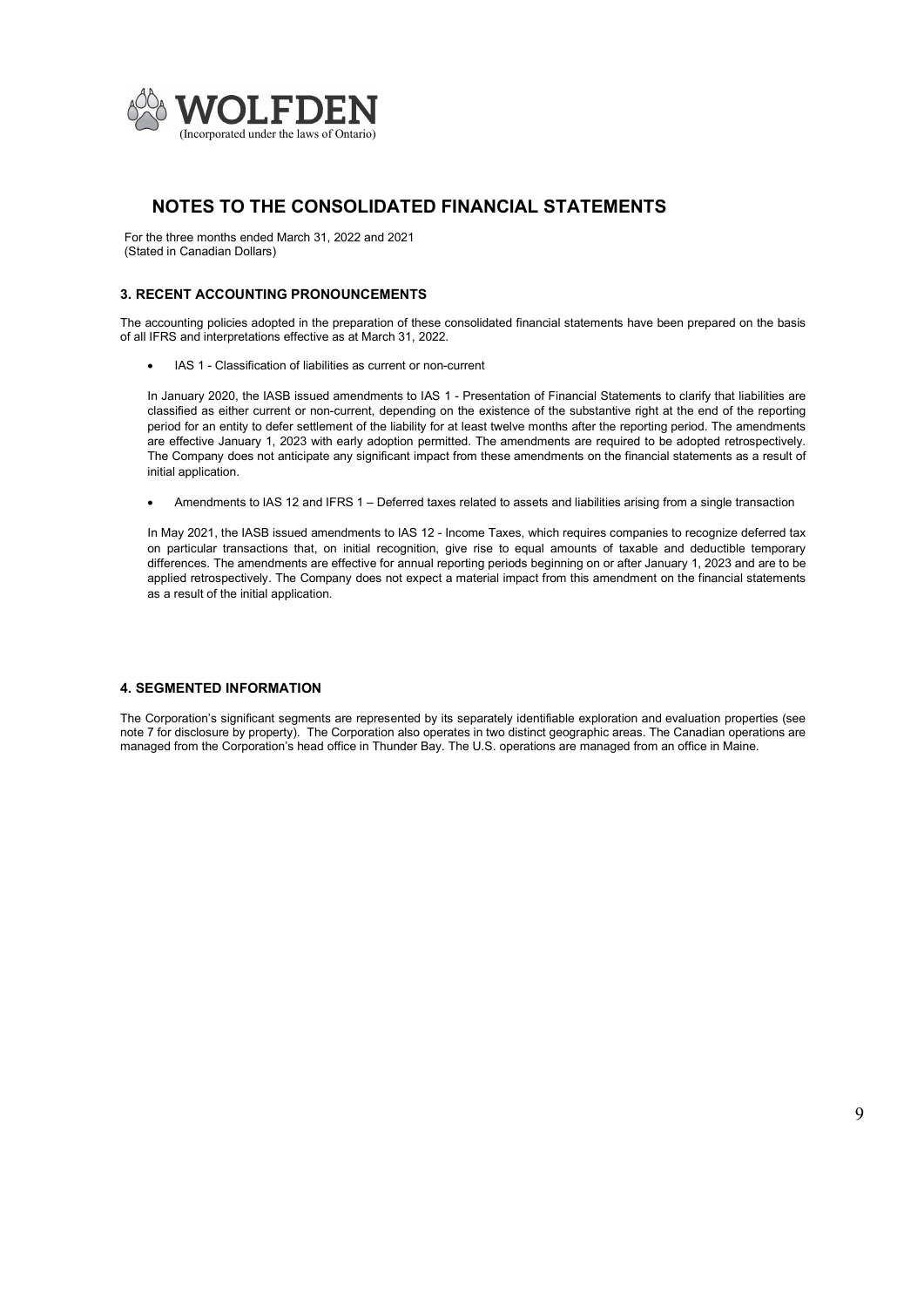WOLFDEN
(Incorporated under the laws of Ontario)

# NOTES TO THE CONSOLIDATED FINANCIAL STATEMENTS

For the three months ended March 31, 2022 and 2021
(Stated in Canadian Dollars)

### 3. RECENT ACCOUNTING PRONOUNCEMENTS

The accounting policies adopted in the preparation of these consolidated financial statements have been prepared on the basis of all IFRS and interpretations effective as at March 31, 2022.

- IAS 1 - Classification of liabilities as current or non-current

  In January 2020, the IASB issued amendments to IAS 1 - Presentation of Financial Statements to clarify that liabilities are classified as either current or non-current, depending on the existence of the substantive right at the end of the reporting period for an entity to defer settlement of the liability for at least twelve months after the reporting period. The amendments are effective January 1, 2023 with early adoption permitted. The amendments are required to be adopted retrospectively. The Company does not anticipate any significant impact from these amendments on the financial statements as a result of initial application.

- Amendments to IAS 12 and IFRS 1 – Deferred taxes related to assets and liabilities arising from a single transaction

  In May 2021, the IASB issued amendments to IAS 12 - Income Taxes, which requires companies to recognize deferred tax on particular transactions that, on initial recognition, give rise to equal amounts of taxable and deductible temporary differences. The amendments are effective for annual reporting periods beginning on or after January 1, 2023 and are to be applied retrospectively. The Company does not expect a material impact from this amendment on the financial statements as a result of the initial application.

### 4. SEGMENTED INFORMATION

The Corporation's significant segments are represented by its separately identifiable exploration and evaluation properties (see note 7 for disclosure by property). The Corporation also operates in two distinct geographic areas. The Canadian operations are managed from the Corporation's head office in Thunder Bay. The U.S. operations are managed from an office in Maine.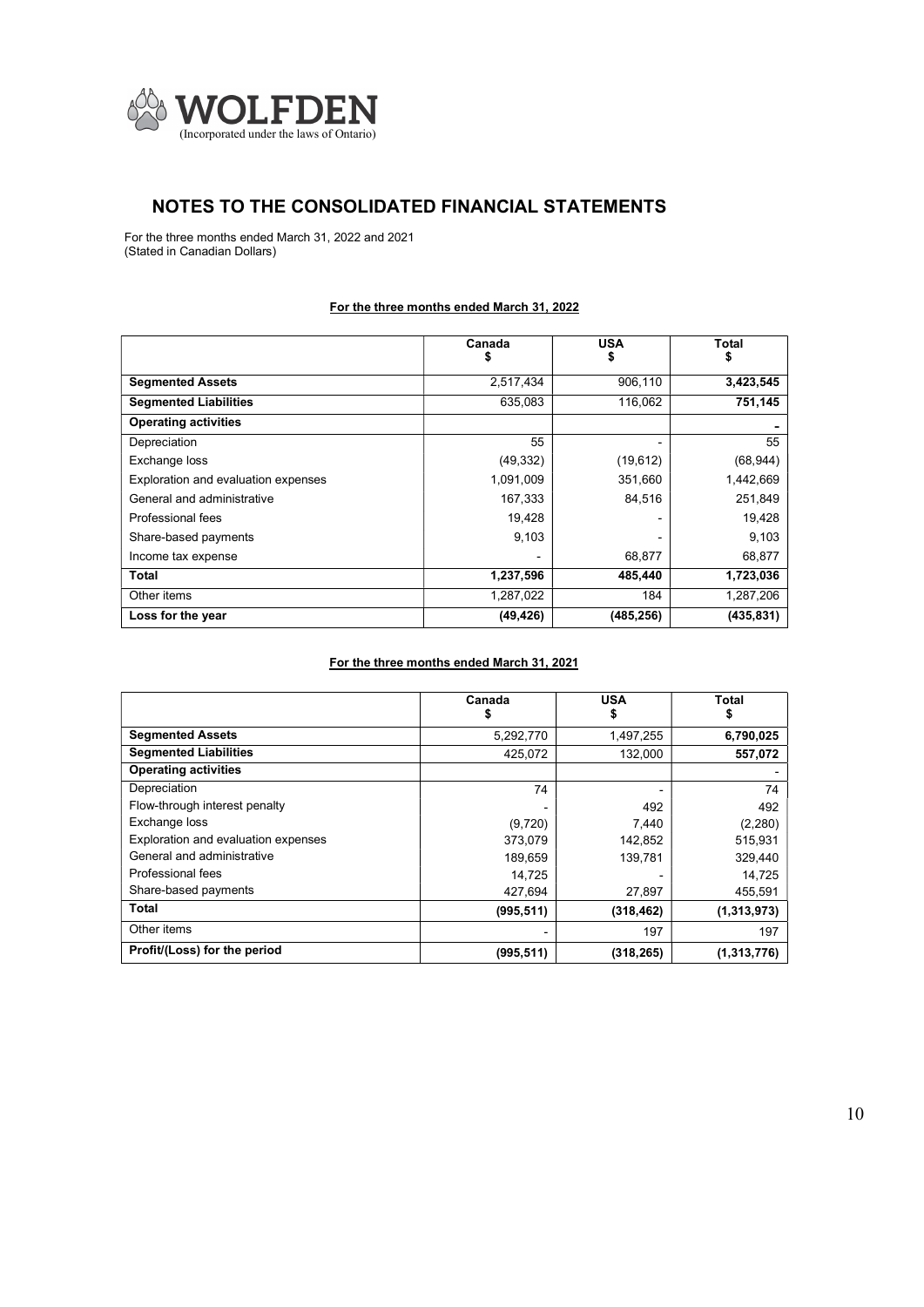WOLFDEN
(Incorporated under the laws of Ontario)

# NOTES TO THE CONSOLIDATED FINANCIAL STATEMENTS

For the three months ended March 31, 2022 and 2021
(Stated in Canadian Dollars)

**For the three months ended March 31, 2022**

| | Canada $ | USA $ | Total $ |
|---|---|---|---|
| **Segmented Assets** | 2,517,434 | 906,110 | **3,423,545** |
| **Segmented Liabilities** | 635,083 | 116,062 | **751,145** |
| **Operating activities** | | | - |
| Depreciation | 55 | - | 55 |
| Exchange loss | (49,332) | (19,612) | (68,944) |
| Exploration and evaluation expenses | 1,091,009 | 351,660 | 1,442,669 |
| General and administrative | 167,333 | 84,516 | 251,849 |
| Professional fees | 19,428 | - | 19,428 |
| Share-based payments | 9,103 | - | 9,103 |
| Income tax expense | - | 68,877 | 68,877 |
| **Total** | **1,237,596** | **485,440** | **1,723,036** |
| Other items | 1,287,022 | 184 | 1,287,206 |
| **Loss for the year** | **(49,426)** | **(485,256)** | **(435,831)** |

**For the three months ended March 31, 2021**

| | Canada $ | USA $ | Total $ |
|---|---|---|---|
| **Segmented Assets** | 5,292,770 | 1,497,255 | **6,790,025** |
| **Segmented Liabilities** | 425,072 | 132,000 | **557,072** |
| **Operating activities** | | | - |
| Depreciation | 74 | - | 74 |
| Flow-through interest penalty | - | 492 | 492 |
| Exchange loss | (9,720) | 7,440 | (2,280) |
| Exploration and evaluation expenses | 373,079 | 142,852 | 515,931 |
| General and administrative | 189,659 | 139,781 | 329,440 |
| Professional fees | 14,725 | - | 14,725 |
| Share-based payments | 427,694 | 27,897 | 455,591 |
| **Total** | **(995,511)** | **(318,462)** | **(1,313,973)** |
| Other items | - | 197 | 197 |
| **Profit/(Loss) for the period** | **(995,511)** | **(318,265)** | **(1,313,776)** |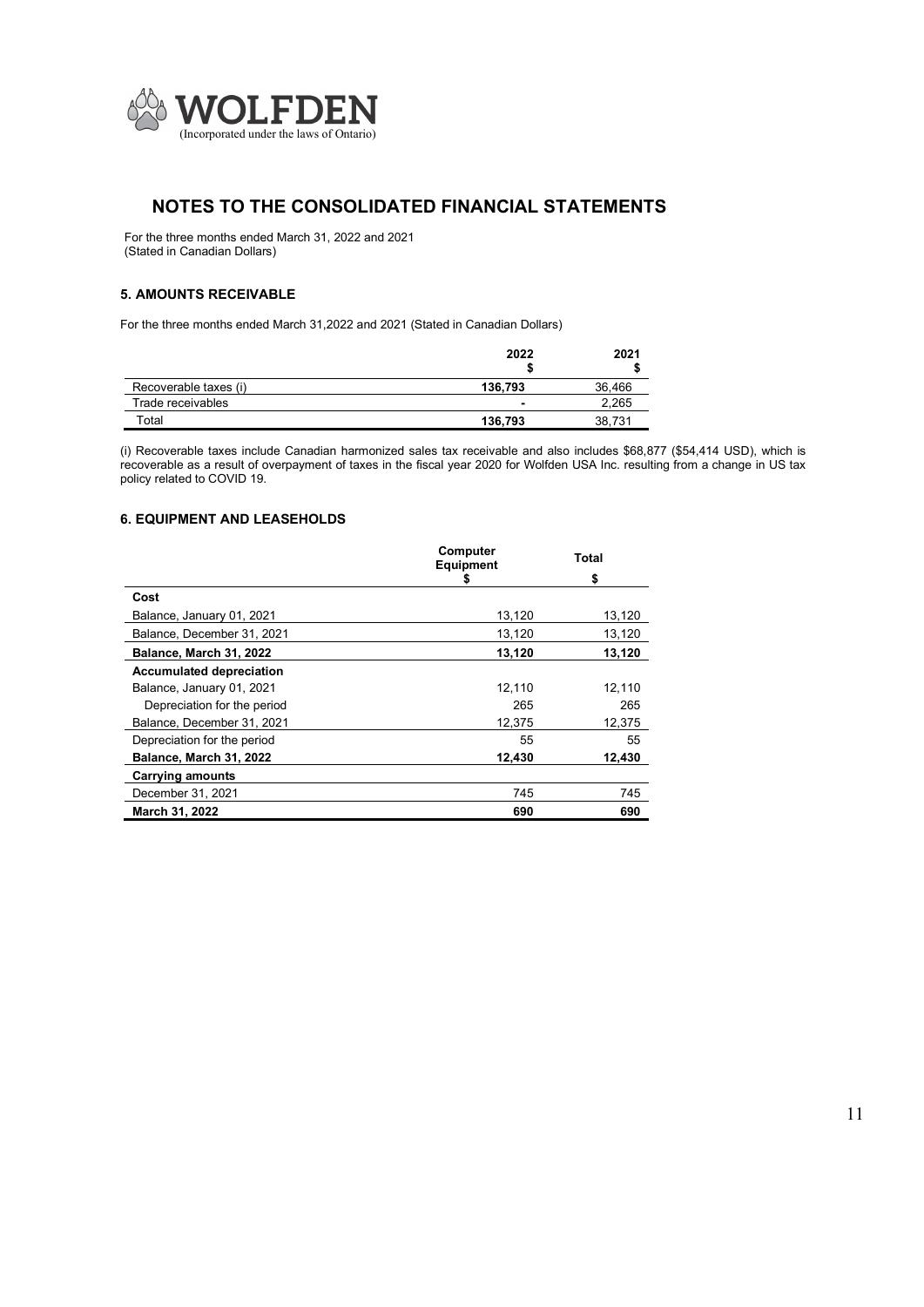WOLFDEN
(Incorporated under the laws of Ontario)

# NOTES TO THE CONSOLIDATED FINANCIAL STATEMENTS

For the three months ended March 31, 2022 and 2021
(Stated in Canadian Dollars)

### 5. AMOUNTS RECEIVABLE

For the three months ended March 31,2022 and 2021 (Stated in Canadian Dollars)

| | 2022<br>$ | 2021<br>$ |
|---|---|---|
| Recoverable taxes (i) | **136,793** | 36,466 |
| Trade receivables | **-** | 2,265 |
| Total | **136,793** | 38,731 |

(i) Recoverable taxes include Canadian harmonized sales tax receivable and also includes $68,877 ($54,414 USD), which is recoverable as a result of overpayment of taxes in the fiscal year 2020 for Wolfden USA Inc. resulting from a change in US tax policy related to COVID 19.

### 6. EQUIPMENT AND LEASEHOLDS

| | Computer Equipment<br>$ | Total<br>$ |
|---|---|---|
| **Cost** | | |
| Balance, January 01, 2021 | 13,120 | 13,120 |
| Balance, December 31, 2021 | 13,120 | 13,120 |
| **Balance, March 31, 2022** | **13,120** | **13,120** |
| **Accumulated depreciation** | | |
| Balance, January 01, 2021 | 12,110 | 12,110 |
| Depreciation for the period | 265 | 265 |
| Balance, December 31, 2021 | 12,375 | 12,375 |
| Depreciation for the period | 55 | 55 |
| **Balance, March 31, 2022** | **12,430** | **12,430** |
| **Carrying amounts** | | |
| December 31, 2021 | 745 | 745 |
| **March 31, 2022** | **690** | **690** |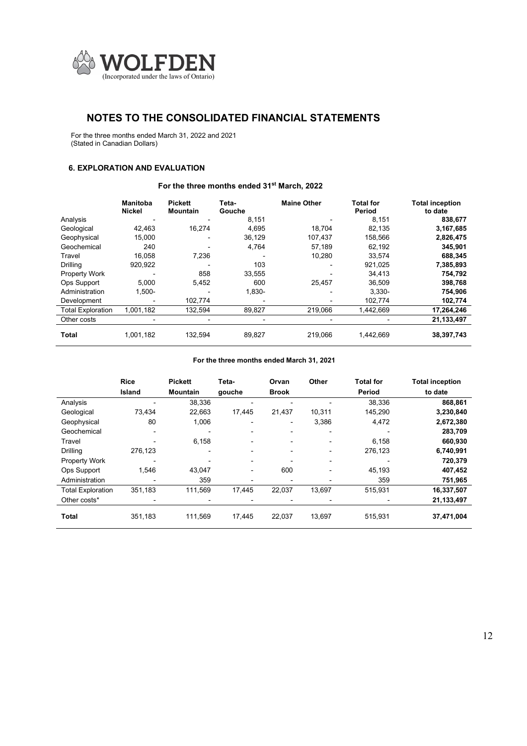WOLFDEN
(Incorporated under the laws of Ontario)

# NOTES TO THE CONSOLIDATED FINANCIAL STATEMENTS

For the three months ended March 31, 2022 and 2021
(Stated in Canadian Dollars)

### 6. EXPLORATION AND EVALUATION

**For the three months ended 31st March, 2022**

| | **Manitoba Nickel** | **Pickett Mountain** | **Teta-Gouche** | **Maine Other** | **Total for Period** | **Total inception to date** |
|---|---|---|---|---|---|---|
| Analysis | - | - | 8,151 | - | 8,151 | **838,677** |
| Geological | 42,463 | 16,274 | 4,695 | 18,704 | 82,135 | **3,167,685** |
| Geophysical | 15,000 | - | 36,129 | 107,437 | 158,566 | **2,826,475** |
| Geochemical | 240 | - | 4,764 | 57,189 | 62,192 | **345,901** |
| Travel | 16,058 | 7,236 | - | 10,280 | 33,574 | **688,345** |
| Drilling | 920,922 | - | 103 | - | 921,025 | **7,385,893** |
| Property Work | - | 858 | 33,555 | - | 34,413 | **754,792** |
| Ops Support | 5,000 | 5,452 | 600 | 25,457 | 36,509 | **398,768** |
| Administration | 1,500- | - | 1,830- | - | 3,330- | **754,906** |
| Development | - | 102,774 | - | - | 102,774 | **102,774** |
| Total Exploration | 1,001,182 | 132,594 | 89,827 | 219,066 | 1,442,669 | **17,264,246** |
| Other costs | - | - | - | - | - | **21,133,497** |
| **Total** | 1,001,182 | 132,594 | 89,827 | 219,066 | 1,442,669 | **38,397,743** |

**For the three months ended March 31, 2021**

| | **Rice Island** | **Pickett Mountain** | **Teta-gouche** | **Orvan Brook** | **Other** | **Total for Period** | **Total inception to date** |
|---|---|---|---|---|---|---|---|
| Analysis | - | 38,336 | - | - | - | 38,336 | **868,861** |
| Geological | 73,434 | 22,663 | 17,445 | 21,437 | 10,311 | 145,290 | **3,230,840** |
| Geophysical | 80 | 1,006 | - | - | 3,386 | 4,472 | **2,672,380** |
| Geochemical | - | - | - | - | - | - | **283,709** |
| Travel | - | 6,158 | - | - | - | 6,158 | **660,930** |
| Drilling | 276,123 | - | - | - | - | 276,123 | **6,740,991** |
| Property Work | - | - | - | - | - | - | **720,379** |
| Ops Support | 1,546 | 43,047 | - | 600 | - | 45,193 | **407,452** |
| Administration | - | 359 | - | - | - | 359 | **751,965** |
| Total Exploration | 351,183 | 111,569 | 17,445 | 22,037 | 13,697 | 515,931 | **16,337,507** |
| Other costs* | - | - | - | - | - | - | **21,133,497** |
| **Total** | 351,183 | 111,569 | 17,445 | 22,037 | 13,697 | 515,931 | **37,471,004** |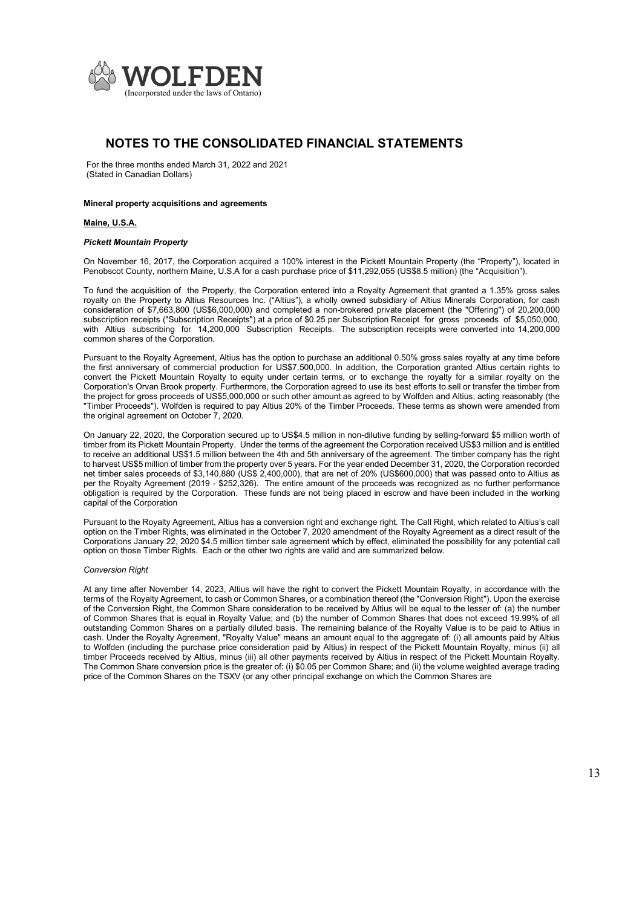# NOTES TO THE CONSOLIDATED FINANCIAL STATEMENTS

For the three months ended March 31, 2022 and 2021
(Stated in Canadian Dollars)

**Mineral property acquisitions and agreements**

**Maine, U.S.A.**

***Pickett Mountain Property***

On November 16, 2017, the Corporation acquired a 100% interest in the Pickett Mountain Property (the "Property"), located in Penobscot County, northern Maine, U.S.A for a cash purchase price of $11,292,055 (US$8.5 million) (the "Acquisition").

To fund the acquisition of the Property, the Corporation entered into a Royalty Agreement that granted a 1.35% gross sales royalty on the Property to Altius Resources Inc. ("Altius"), a wholly owned subsidiary of Altius Minerals Corporation, for cash consideration of $7,663,800 (US$6,000,000) and completed a non-brokered private placement (the "Offering") of 20,200,000 subscription receipts ("Subscription Receipts") at a price of $0.25 per Subscription Receipt for gross proceeds of $5,050,000, with Altius subscribing for 14,200,000 Subscription Receipts. The subscription receipts were converted into 14,200,000 common shares of the Corporation.

Pursuant to the Royalty Agreement, Altius has the option to purchase an additional 0.50% gross sales royalty at any time before the first anniversary of commercial production for US$7,500,000. In addition, the Corporation granted Altius certain rights to convert the Pickett Mountain Royalty to equity under certain terms, or to exchange the royalty for a similar royalty on the Corporation's Orvan Brook property. Furthermore, the Corporation agreed to use its best efforts to sell or transfer the timber from the project for gross proceeds of US$5,000,000 or such other amount as agreed to by Wolfden and Altius, acting reasonably (the "Timber Proceeds"). Wolfden is required to pay Altius 20% of the Timber Proceeds. These terms as shown were amended from the original agreement on October 7, 2020.

On January 22, 2020, the Corporation secured up to US$4.5 million in non-dilutive funding by selling-forward $5 million worth of timber from its Pickett Mountain Property. Under the terms of the agreement the Corporation received US$3 million and is entitled to receive an additional US$1.5 million between the 4th and 5th anniversary of the agreement. The timber company has the right to harvest US$5 million of timber from the property over 5 years. For the year ended December 31, 2020, the Corporation recorded net timber sales proceeds of $3,140,880 (US$ 2,400,000), that are net of 20% (US$600,000) that was passed onto to Altius as per the Royalty Agreement (2019 - $252,326). The entire amount of the proceeds was recognized as no further performance obligation is required by the Corporation. These funds are not being placed in escrow and have been included in the working capital of the Corporation

Pursuant to the Royalty Agreement, Altius has a conversion right and exchange right. The Call Right, which related to Altius's call option on the Timber Rights, was eliminated in the October 7, 2020 amendment of the Royalty Agreement as a direct result of the Corporations January 22, 2020 $4.5 million timber sale agreement which by effect, eliminated the possibility for any potential call option on those Timber Rights. Each or the other two rights are valid and are summarized below.

*Conversion Right*

At any time after November 14, 2023, Altius will have the right to convert the Pickett Mountain Royalty, in accordance with the terms of the Royalty Agreement, to cash or Common Shares, or a combination thereof (the "Conversion Right"). Upon the exercise of the Conversion Right, the Common Share consideration to be received by Altius will be equal to the lesser of: (a) the number of Common Shares that is equal in Royalty Value; and (b) the number of Common Shares that does not exceed 19.99% of all outstanding Common Shares on a partially diluted basis. The remaining balance of the Royalty Value is to be paid to Altius in cash. Under the Royalty Agreement, "Royalty Value" means an amount equal to the aggregate of: (i) all amounts paid by Altius to Wolfden (including the purchase price consideration paid by Altius) in respect of the Pickett Mountain Royalty, minus (ii) all timber Proceeds received by Altius, minus (iii) all other payments received by Altius in respect of the Pickett Mountain Royalty. The Common Share conversion price is the greater of: (i) $0.05 per Common Share; and (ii) the volume weighted average trading price of the Common Shares on the TSXV (or any other principal exchange on which the Common Shares are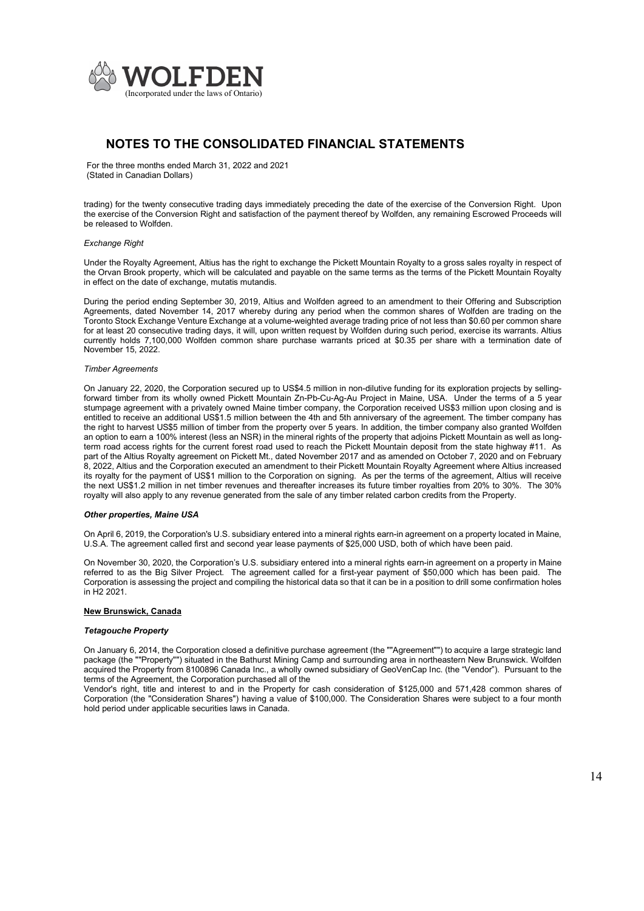trading) for the twenty consecutive trading days immediately preceding the date of the exercise of the Conversion Right. Upon the exercise of the Conversion Right and satisfaction of the payment thereof by Wolfden, any remaining Escrowed Proceeds will be released to Wolfden.

*Exchange Right*

Under the Royalty Agreement, Altius has the right to exchange the Pickett Mountain Royalty to a gross sales royalty in respect of the Orvan Brook property, which will be calculated and payable on the same terms as the terms of the Pickett Mountain Royalty in effect on the date of exchange, mutatis mutandis.

During the period ending September 30, 2019, Altius and Wolfden agreed to an amendment to their Offering and Subscription Agreements, dated November 14, 2017 whereby during any period when the common shares of Wolfden are trading on the Toronto Stock Exchange Venture Exchange at a volume-weighted average trading price of not less than $0.60 per common share for at least 20 consecutive trading days, it will, upon written request by Wolfden during such period, exercise its warrants. Altius currently holds 7,100,000 Wolfden common share purchase warrants priced at $0.35 per share with a termination date of November 15, 2022.

*Timber Agreements*

On January 22, 2020, the Corporation secured up to US$4.5 million in non-dilutive funding for its exploration projects by selling-forward timber from its wholly owned Pickett Mountain Zn-Pb-Cu-Ag-Au Project in Maine, USA. Under the terms of a 5 year stumpage agreement with a privately owned Maine timber company, the Corporation received US$3 million upon closing and is entitled to receive an additional US$1.5 million between the 4th and 5th anniversary of the agreement. The timber company has the right to harvest US$5 million of timber from the property over 5 years. In addition, the timber company also granted Wolfden an option to earn a 100% interest (less an NSR) in the mineral rights of the property that adjoins Pickett Mountain as well as long-term road access rights for the current forest road used to reach the Pickett Mountain deposit from the state highway #11. As part of the Altius Royalty agreement on Pickett Mt., dated November 2017 and as amended on October 7, 2020 and on February 8, 2022, Altius and the Corporation executed an amendment to their Pickett Mountain Royalty Agreement where Altius increased its royalty for the payment of US$1 million to the Corporation on signing. As per the terms of the agreement, Altius will receive the next US$1.2 million in net timber revenues and thereafter increases its future timber royalties from 20% to 30%. The 30% royalty will also apply to any revenue generated from the sale of any timber related carbon credits from the Property.

***Other properties, Maine USA***

On April 6, 2019, the Corporation's U.S. subsidiary entered into a mineral rights earn-in agreement on a property located in Maine, U.S.A. The agreement called first and second year lease payments of $25,000 USD, both of which have been paid.

On November 30, 2020, the Corporation's U.S. subsidiary entered into a mineral rights earn-in agreement on a property in Maine referred to as the Big Silver Project. The agreement called for a first-year payment of $50,000 which has been paid. The Corporation is assessing the project and compiling the historical data so that it can be in a position to drill some confirmation holes in H2 2021.

**New Brunswick, Canada**

***Tetagouche Property***

On January 6, 2014, the Corporation closed a definitive purchase agreement (the ""Agreement"") to acquire a large strategic land package (the ""Property"") situated in the Bathurst Mining Camp and surrounding area in northeastern New Brunswick. Wolfden acquired the Property from 8100896 Canada Inc., a wholly owned subsidiary of GeoVenCap Inc. (the "Vendor"). Pursuant to the terms of the Agreement, the Corporation purchased all of the Vendor's right, title and interest to and in the Property for cash consideration of $125,000 and 571,428 common shares of Corporation (the "Consideration Shares") having a value of $100,000. The Consideration Shares were subject to a four month hold period under applicable securities laws in Canada.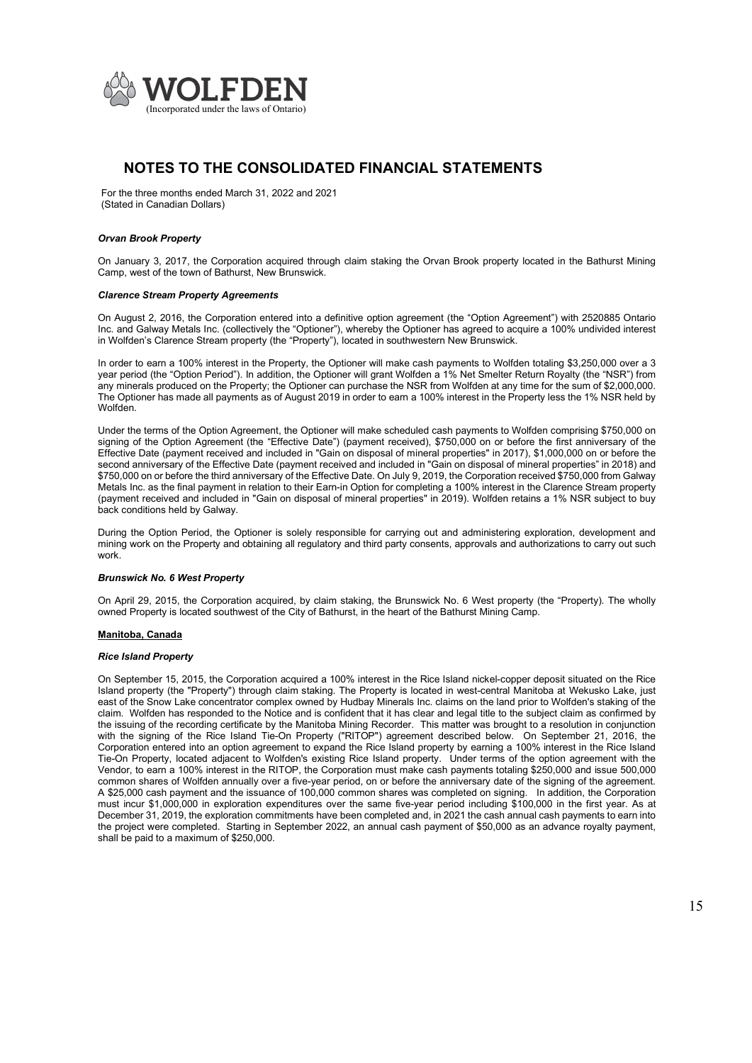# NOTES TO THE CONSOLIDATED FINANCIAL STATEMENTS

For the three months ended March 31, 2022 and 2021
(Stated in Canadian Dollars)

***Orvan Brook Property***

On January 3, 2017, the Corporation acquired through claim staking the Orvan Brook property located in the Bathurst Mining Camp, west of the town of Bathurst, New Brunswick.

***Clarence Stream Property Agreements***

On August 2, 2016, the Corporation entered into a definitive option agreement (the "Option Agreement") with 2520885 Ontario Inc. and Galway Metals Inc. (collectively the "Optioner"), whereby the Optioner has agreed to acquire a 100% undivided interest in Wolfden's Clarence Stream property (the "Property"), located in southwestern New Brunswick.

In order to earn a 100% interest in the Property, the Optioner will make cash payments to Wolfden totaling $3,250,000 over a 3 year period (the "Option Period"). In addition, the Optioner will grant Wolfden a 1% Net Smelter Return Royalty (the "NSR") from any minerals produced on the Property; the Optioner can purchase the NSR from Wolfden at any time for the sum of $2,000,000. The Optioner has made all payments as of August 2019 in order to earn a 100% interest in the Property less the 1% NSR held by Wolfden.

Under the terms of the Option Agreement, the Optioner will make scheduled cash payments to Wolfden comprising $750,000 on signing of the Option Agreement (the "Effective Date") (payment received), $750,000 on or before the first anniversary of the Effective Date (payment received and included in "Gain on disposal of mineral properties" in 2017), $1,000,000 on or before the second anniversary of the Effective Date (payment received and included in "Gain on disposal of mineral properties" in 2018) and $750,000 on or before the third anniversary of the Effective Date. On July 9, 2019, the Corporation received $750,000 from Galway Metals Inc. as the final payment in relation to their Earn-in Option for completing a 100% interest in the Clarence Stream property (payment received and included in "Gain on disposal of mineral properties" in 2019). Wolfden retains a 1% NSR subject to buy back conditions held by Galway.

During the Option Period, the Optioner is solely responsible for carrying out and administering exploration, development and mining work on the Property and obtaining all regulatory and third party consents, approvals and authorizations to carry out such work.

***Brunswick No. 6 West Property***

On April 29, 2015, the Corporation acquired, by claim staking, the Brunswick No. 6 West property (the "Property). The wholly owned Property is located southwest of the City of Bathurst, in the heart of the Bathurst Mining Camp.

**Manitoba, Canada**

***Rice Island Property***

On September 15, 2015, the Corporation acquired a 100% interest in the Rice Island nickel-copper deposit situated on the Rice Island property (the "Property") through claim staking. The Property is located in west-central Manitoba at Wekusko Lake, just east of the Snow Lake concentrator complex owned by Hudbay Minerals Inc. claims on the land prior to Wolfden's staking of the claim. Wolfden has responded to the Notice and is confident that it has clear and legal title to the subject claim as confirmed by the issuing of the recording certificate by the Manitoba Mining Recorder. This matter was brought to a resolution in conjunction with the signing of the Rice Island Tie-On Property ("RITOP") agreement described below. On September 21, 2016, the Corporation entered into an option agreement to expand the Rice Island property by earning a 100% interest in the Rice Island Tie-On Property, located adjacent to Wolfden's existing Rice Island property. Under terms of the option agreement with the Vendor, to earn a 100% interest in the RITOP, the Corporation must make cash payments totaling $250,000 and issue 500,000 common shares of Wolfden annually over a five-year period, on or before the anniversary date of the signing of the agreement. A $25,000 cash payment and the issuance of 100,000 common shares was completed on signing. In addition, the Corporation must incur $1,000,000 in exploration expenditures over the same five-year period including $100,000 in the first year. As at December 31, 2019, the exploration commitments have been completed and, in 2021 the cash annual cash payments to earn into the project were completed. Starting in September 2022, an annual cash payment of $50,000 as an advance royalty payment, shall be paid to a maximum of $250,000.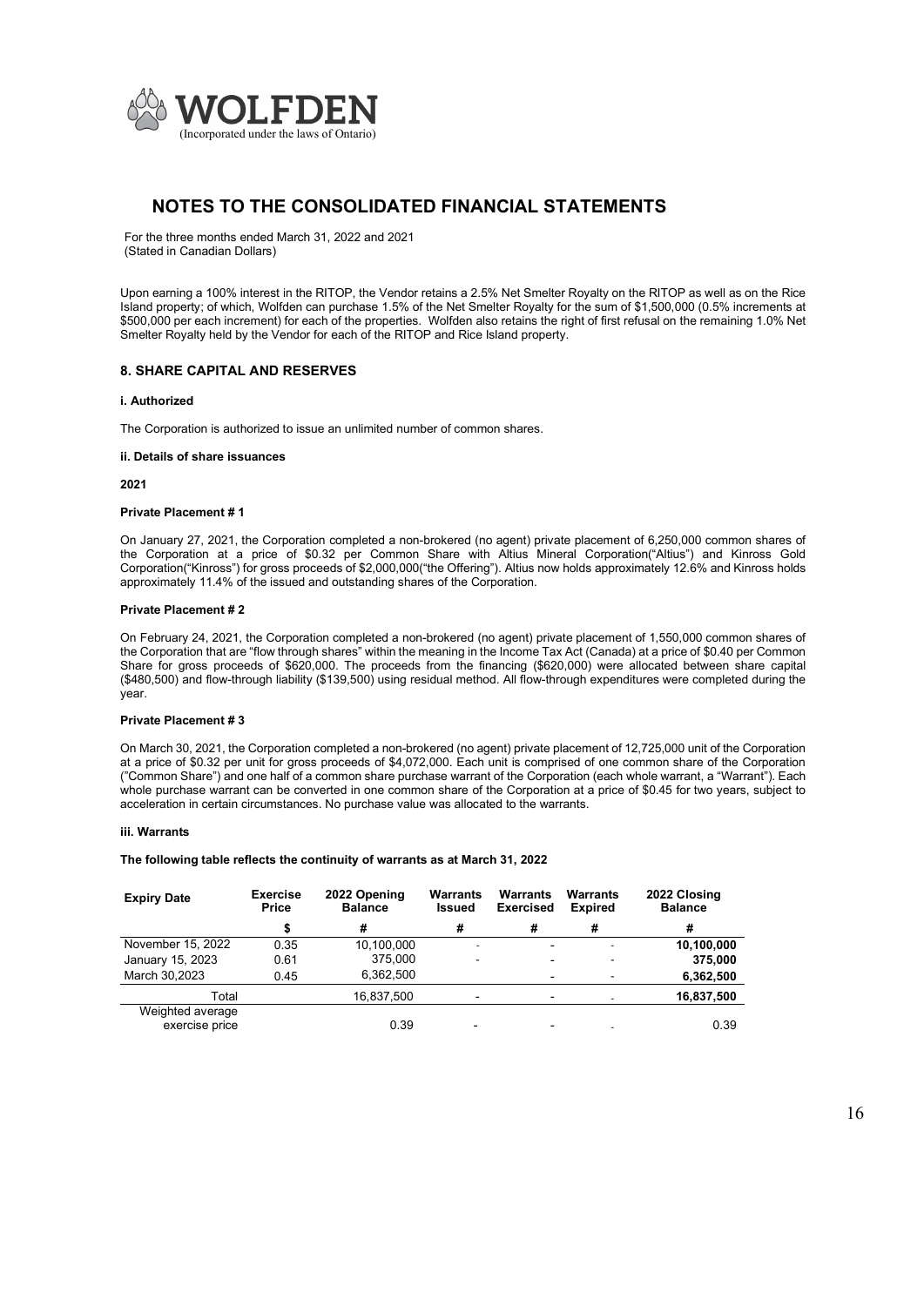# NOTES TO THE CONSOLIDATED FINANCIAL STATEMENTS

For the three months ended March 31, 2022 and 2021
(Stated in Canadian Dollars)

Upon earning a 100% interest in the RITOP, the Vendor retains a 2.5% Net Smelter Royalty on the RITOP as well as on the Rice Island property; of which, Wolfden can purchase 1.5% of the Net Smelter Royalty for the sum of $1,500,000 (0.5% increments at $500,000 per each increment) for each of the properties. Wolfden also retains the right of first refusal on the remaining 1.0% Net Smelter Royalty held by the Vendor for each of the RITOP and Rice Island property.

## 8. SHARE CAPITAL AND RESERVES

**i. Authorized**

The Corporation is authorized to issue an unlimited number of common shares.

**ii. Details of share issuances**

**2021**

**Private Placement # 1**

On January 27, 2021, the Corporation completed a non-brokered (no agent) private placement of 6,250,000 common shares of the Corporation at a price of $0.32 per Common Share with Altius Mineral Corporation("Altius") and Kinross Gold Corporation("Kinross") for gross proceeds of $2,000,000("the Offering"). Altius now holds approximately 12.6% and Kinross holds approximately 11.4% of the issued and outstanding shares of the Corporation.

**Private Placement # 2**

On February 24, 2021, the Corporation completed a non-brokered (no agent) private placement of 1,550,000 common shares of the Corporation that are "flow through shares" within the meaning in the Income Tax Act (Canada) at a price of $0.40 per Common Share for gross proceeds of $620,000. The proceeds from the financing ($620,000) were allocated between share capital ($480,500) and flow-through liability ($139,500) using residual method. All flow-through expenditures were completed during the year.

**Private Placement # 3**

On March 30, 2021, the Corporation completed a non-brokered (no agent) private placement of 12,725,000 unit of the Corporation at a price of $0.32 per unit for gross proceeds of $4,072,000. Each unit is comprised of one common share of the Corporation ("Common Share") and one half of a common share purchase warrant of the Corporation (each whole warrant, a "Warrant"). Each whole purchase warrant can be converted in one common share of the Corporation at a price of $0.45 for two years, subject to acceleration in certain circumstances. No purchase value was allocated to the warrants.

**iii. Warrants**

**The following table reflects the continuity of warrants as at March 31, 2022**

| Expiry Date | Exercise Price | 2022 Opening Balance | Warrants Issued | Warrants Exercised | Warrants Expired | 2022 Closing Balance |
|---|---|---|---|---|---|---|
| | $ | # | # | # | # | # |
| November 15, 2022 | 0.35 | 10,100,000 | - | - | - | **10,100,000** |
| January 15, 2023 | 0.61 | 375,000 | - | - | - | **375,000** |
| March 30,2023 | 0.45 | 6,362,500 | | - | - | **6,362,500** |
| Total | | 16,837,500 | - | - | - | **16,837,500** |
| Weighted average exercise price | | 0.39 | - | - | - | 0.39 |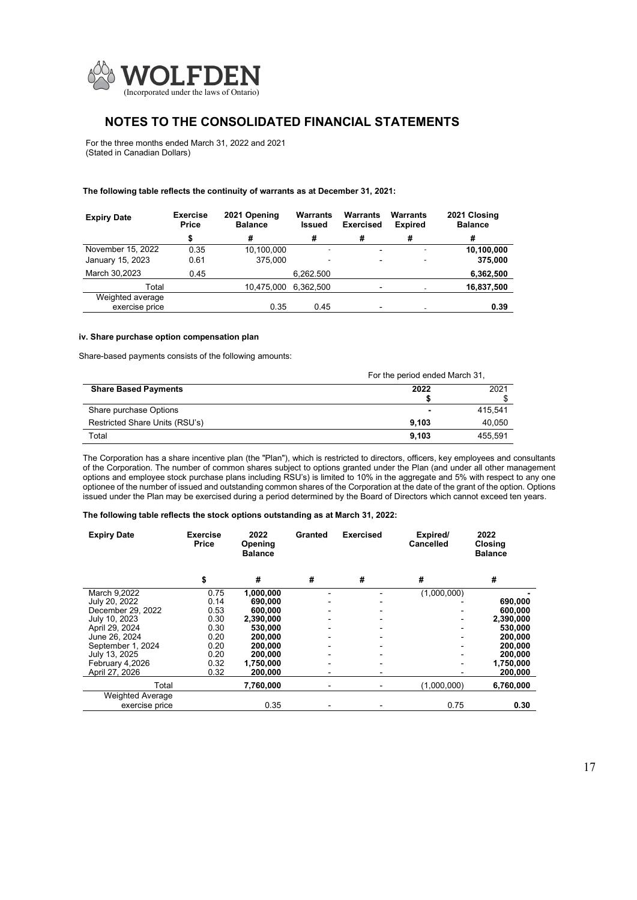# NOTES TO THE CONSOLIDATED FINANCIAL STATEMENTS

For the three months ended March 31, 2022 and 2021
(Stated in Canadian Dollars)

**The following table reflects the continuity of warrants as at December 31, 2021:**

| Expiry Date | Exercise Price | 2021 Opening Balance | Warrants Issued | Warrants Exercised | Warrants Expired | 2021 Closing Balance |
|---|---|---|---|---|---|---|
| | $ | # | # | # | # | # |
| November 15, 2022 | 0.35 | 10,100,000 | - | - | - | **10,100,000** |
| January 15, 2023 | 0.61 | 375,000 | - | - | - | **375,000** |
| March 30,2023 | 0.45 | | 6,262.500 | | | **6,362,500** |
| Total | | 10,475,000 | 6,362,500 | - | - | **16,837,500** |
| Weighted average exercise price | | 0.35 | 0.45 | - | - | **0.39** |

**iv. Share purchase option compensation plan**

Share-based payments consists of the following amounts:

| | For the period ended March 31, | |
|---|---|---|
| **Share Based Payments** | **2022** **$** | 2021 $ |
| Share purchase Options | **-** | 415,541 |
| Restricted Share Units (RSU's) | **9,103** | 40,050 |
| Total | **9,103** | 455,591 |

The Corporation has a share incentive plan (the "Plan"), which is restricted to directors, officers, key employees and consultants of the Corporation. The number of common shares subject to options granted under the Plan (and under all other management options and employee stock purchase plans including RSU's) is limited to 10% in the aggregate and 5% with respect to any one optionee of the number of issued and outstanding common shares of the Corporation at the date of the grant of the option. Options issued under the Plan may be exercised during a period determined by the Board of Directors which cannot exceed ten years.

**The following table reflects the stock options outstanding as at March 31, 2022:**

| Expiry Date | Exercise Price | 2022 Opening Balance | Granted | Exercised | Expired/ Cancelled | 2022 Closing Balance |
|---|---|---|---|---|---|---|
| | $ | # | # | # | # | # |
| March 9,2022 | 0.75 | **1,000,000** | - | - | (1,000,000) | **-** |
| July 20, 2022 | 0.14 | **690,000** | - | - | - | **690,000** |
| December 29, 2022 | 0.53 | **600,000** | - | - | - | **600,000** |
| July 10, 2023 | 0.30 | **2,390,000** | - | - | - | **2,390,000** |
| April 29, 2024 | 0.30 | **530,000** | - | - | - | **530,000** |
| June 26, 2024 | 0.20 | **200,000** | - | - | - | **200,000** |
| September 1, 2024 | 0.20 | **200,000** | - | - | - | **200,000** |
| July 13, 2025 | 0.20 | **200,000** | - | - | - | **200,000** |
| February 4,2026 | 0.32 | **1,750,000** | - | - | - | **1,750,000** |
| April 27, 2026 | 0.32 | **200,000** | - | - | - | **200,000** |
| Total | | 7,760,000 | - | - | (1,000,000) | **6,760,000** |
| Weighted Average exercise price | | 0.35 | - | - | 0.75 | **0.30** |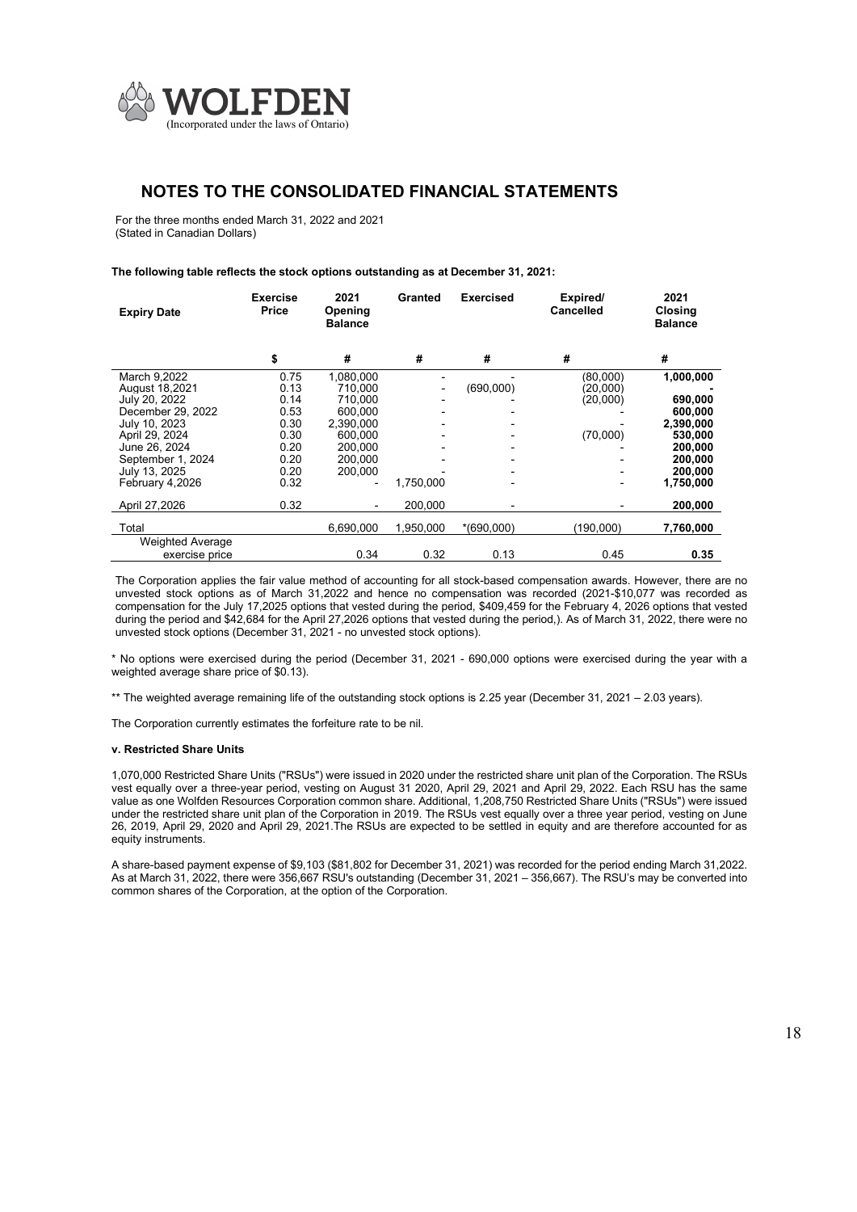# NOTES TO THE CONSOLIDATED FINANCIAL STATEMENTS

For the three months ended March 31, 2022 and 2021
(Stated in Canadian Dollars)

**The following table reflects the stock options outstanding as at December 31, 2021:**

| Expiry Date | Exercise Price | 2021 Opening Balance | Granted | Exercised | Expired/ Cancelled | 2021 Closing Balance |
|---|---|---|---|---|---|---|
| | $ | # | # | # | # | # |
| March 9,2022 | 0.75 | 1,080,000 | - | - | (80,000) | **1,000,000** |
| August 18,2021 | 0.13 | 710,000 | - | (690,000) | (20,000) | **-** |
| July 20, 2022 | 0.14 | 710,000 | - | - | (20,000) | **690,000** |
| December 29, 2022 | 0.53 | 600,000 | - | - | - | **600,000** |
| July 10, 2023 | 0.30 | 2,390,000 | - | - | - | **2,390,000** |
| April 29, 2024 | 0.30 | 600,000 | - | - | (70,000) | **530,000** |
| June 26, 2024 | 0.20 | 200,000 | - | - | - | **200,000** |
| September 1, 2024 | 0.20 | 200,000 | - | - | - | **200,000** |
| July 13, 2025 | 0.20 | 200,000 | - | - | - | **200,000** |
| February 4,2026 | 0.32 | - | 1,750,000 | - | - | **1,750,000** |
| April 27,2026 | 0.32 | - | 200,000 | - | - | **200,000** |
| Total | | 6,690,000 | 1,950,000 | *(690,000) | (190,000) | **7,760,000** |
| Weighted Average exercise price | | 0.34 | 0.32 | 0.13 | 0.45 | **0.35** |

The Corporation applies the fair value method of accounting for all stock-based compensation awards. However, there are no unvested stock options as of March 31,2022 and hence no compensation was recorded (2021-$10,077 was recorded as compensation for the July 17,2025 options that vested during the period, $409,459 for the February 4, 2026 options that vested during the period and $42,684 for the April 27,2026 options that vested during the period,). As of March 31, 2022, there were no unvested stock options (December 31, 2021 - no unvested stock options).

\* No options were exercised during the period (December 31, 2021 - 690,000 options were exercised during the year with a weighted average share price of $0.13).

\*\* The weighted average remaining life of the outstanding stock options is 2.25 year (December 31, 2021 – 2.03 years).

The Corporation currently estimates the forfeiture rate to be nil.

#### v. Restricted Share Units

1,070,000 Restricted Share Units ("RSUs") were issued in 2020 under the restricted share unit plan of the Corporation. The RSUs vest equally over a three-year period, vesting on August 31 2020, April 29, 2021 and April 29, 2022. Each RSU has the same value as one Wolfden Resources Corporation common share. Additional, 1,208,750 Restricted Share Units ("RSUs") were issued under the restricted share unit plan of the Corporation in 2019. The RSUs vest equally over a three year period, vesting on June 26, 2019, April 29, 2020 and April 29, 2021.The RSUs are expected to be settled in equity and are therefore accounted for as equity instruments.

A share-based payment expense of $9,103 ($81,802 for December 31, 2021) was recorded for the period ending March 31,2022. As at March 31, 2022, there were 356,667 RSU's outstanding (December 31, 2021 – 356,667). The RSU's may be converted into common shares of the Corporation, at the option of the Corporation.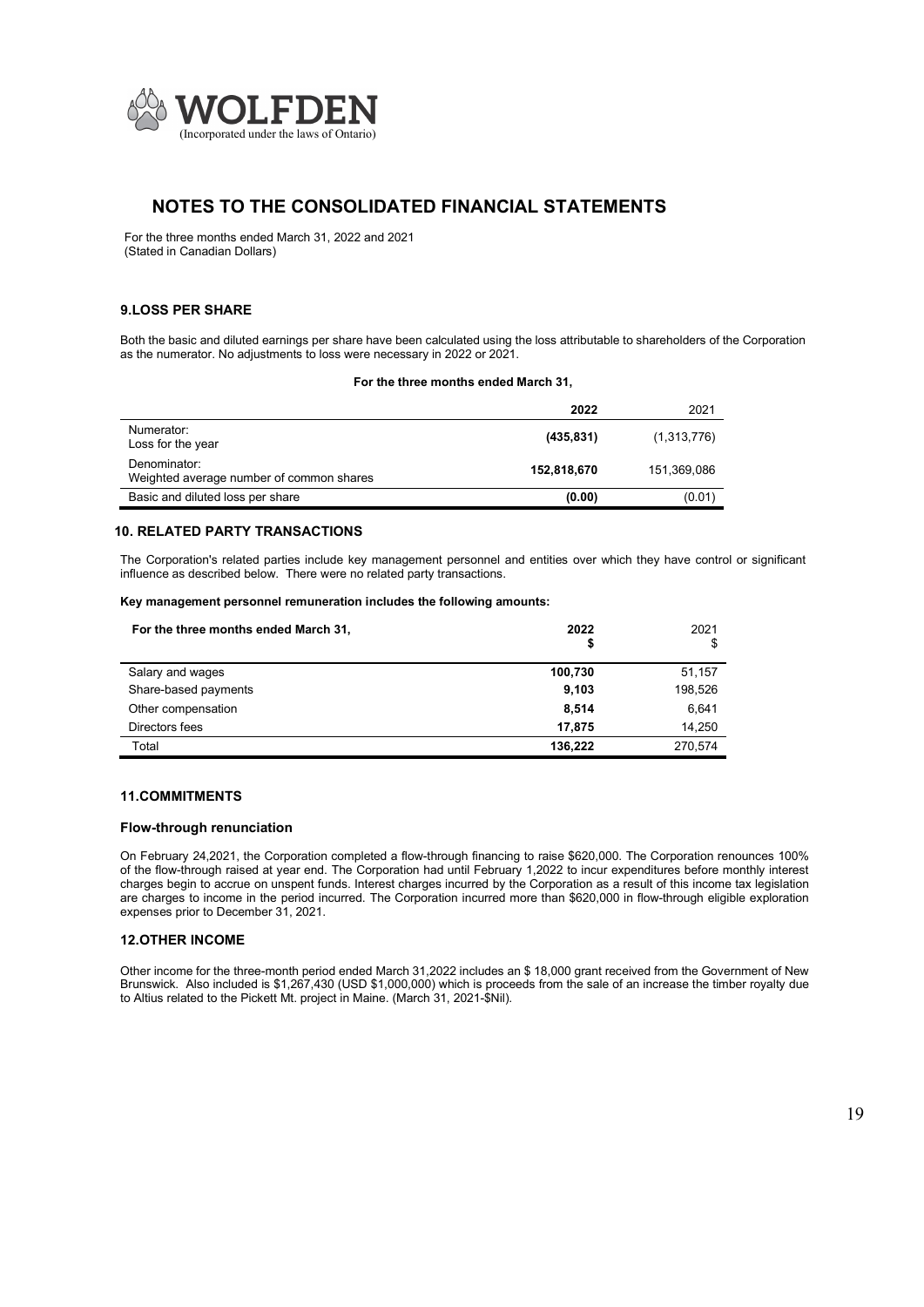WOLFDEN
(Incorporated under the laws of Ontario)

# NOTES TO THE CONSOLIDATED FINANCIAL STATEMENTS

For the three months ended March 31, 2022 and 2021
(Stated in Canadian Dollars)

### 9.LOSS PER SHARE

Both the basic and diluted earnings per share have been calculated using the loss attributable to shareholders of the Corporation as the numerator. No adjustments to loss were necessary in 2022 or 2021.

**For the three months ended March 31,**

| | **2022** | 2021 |
|---|---|---|
| Numerator:<br>Loss for the year | **(435,831)** | (1,313,776) |
| Denominator:<br>Weighted average number of common shares | **152,818,670** | 151,369,086 |
| Basic and diluted loss per share | **(0.00)** | (0.01) |

### 10. RELATED PARTY TRANSACTIONS

The Corporation's related parties include key management personnel and entities over which they have control or significant influence as described below. There were no related party transactions.

**Key management personnel remuneration includes the following amounts:**

| **For the three months ended March 31,** | **2022**<br>**$** | 2021<br>$ |
|---|---|---|
| Salary and wages | **100,730** | 51,157 |
| Share-based payments | **9,103** | 198,526 |
| Other compensation | **8,514** | 6,641 |
| Directors fees | **17,875** | 14,250 |
| Total | **136,222** | 270,574 |

### 11.COMMITMENTS

#### Flow-through renunciation

On February 24,2021, the Corporation completed a flow-through financing to raise $620,000. The Corporation renounces 100% of the flow-through raised at year end. The Corporation had until February 1,2022 to incur expenditures before monthly interest charges begin to accrue on unspent funds. Interest charges incurred by the Corporation as a result of this income tax legislation are charges to income in the period incurred. The Corporation incurred more than $620,000 in flow-through eligible exploration expenses prior to December 31, 2021.

### 12.OTHER INCOME

Other income for the three-month period ended March 31,2022 includes an $ 18,000 grant received from the Government of New Brunswick. Also included is $1,267,430 (USD $1,000,000) which is proceeds from the sale of an increase the timber royalty due to Altius related to the Pickett Mt. project in Maine. (March 31, 2021-$Nil).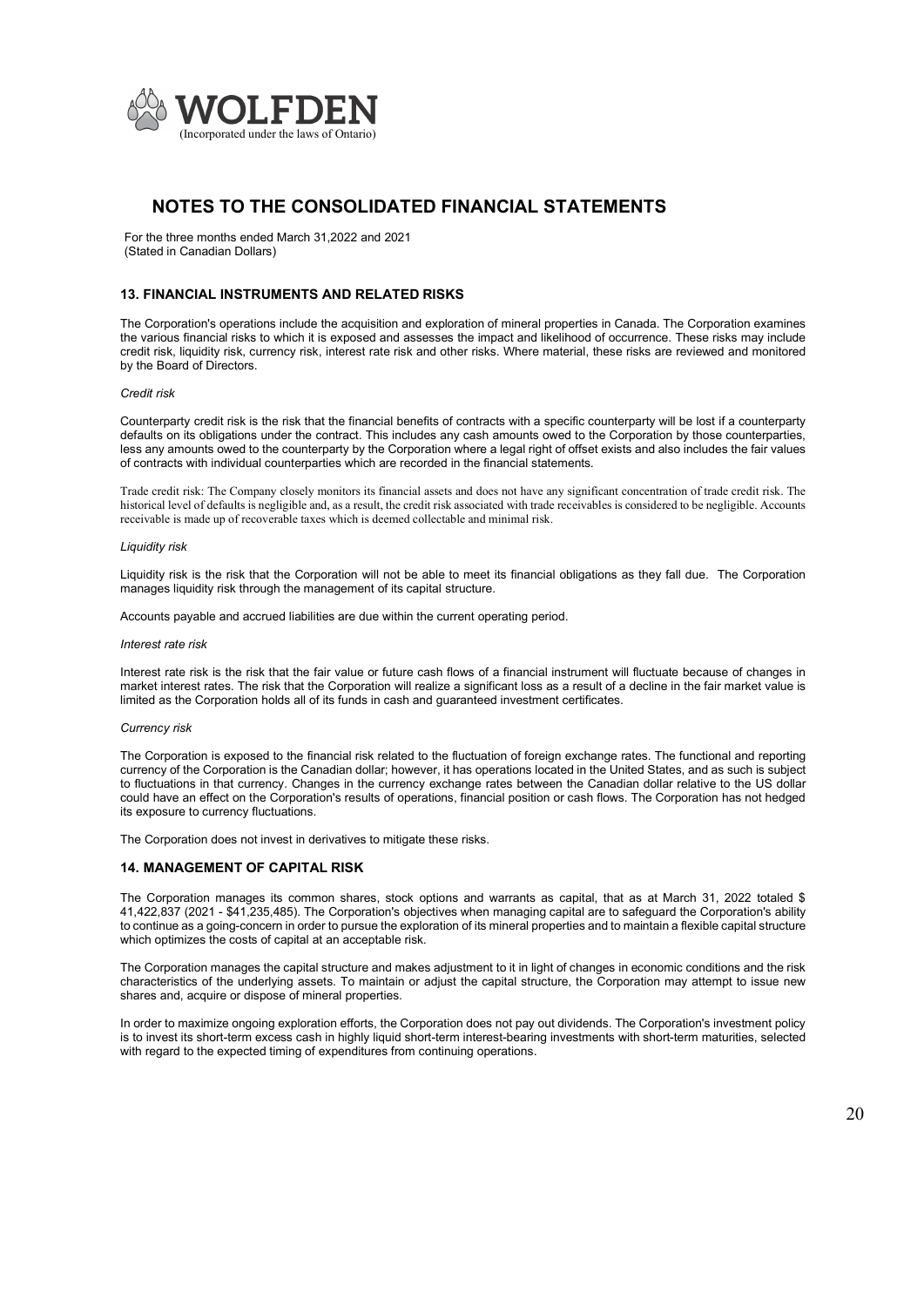# NOTES TO THE CONSOLIDATED FINANCIAL STATEMENTS

For the three months ended March 31,2022 and 2021
(Stated in Canadian Dollars)

## 13. FINANCIAL INSTRUMENTS AND RELATED RISKS

The Corporation's operations include the acquisition and exploration of mineral properties in Canada. The Corporation examines the various financial risks to which it is exposed and assesses the impact and likelihood of occurrence. These risks may include credit risk, liquidity risk, currency risk, interest rate risk and other risks. Where material, these risks are reviewed and monitored by the Board of Directors.

*Credit risk*

Counterparty credit risk is the risk that the financial benefits of contracts with a specific counterparty will be lost if a counterparty defaults on its obligations under the contract. This includes any cash amounts owed to the Corporation by those counterparties, less any amounts owed to the counterparty by the Corporation where a legal right of offset exists and also includes the fair values of contracts with individual counterparties which are recorded in the financial statements.

Trade credit risk: The Company closely monitors its financial assets and does not have any significant concentration of trade credit risk. The historical level of defaults is negligible and, as a result, the credit risk associated with trade receivables is considered to be negligible. Accounts receivable is made up of recoverable taxes which is deemed collectable and minimal risk.

*Liquidity risk*

Liquidity risk is the risk that the Corporation will not be able to meet its financial obligations as they fall due. The Corporation manages liquidity risk through the management of its capital structure.

Accounts payable and accrued liabilities are due within the current operating period.

*Interest rate risk*

Interest rate risk is the risk that the fair value or future cash flows of a financial instrument will fluctuate because of changes in market interest rates. The risk that the Corporation will realize a significant loss as a result of a decline in the fair market value is limited as the Corporation holds all of its funds in cash and guaranteed investment certificates.

*Currency risk*

The Corporation is exposed to the financial risk related to the fluctuation of foreign exchange rates. The functional and reporting currency of the Corporation is the Canadian dollar; however, it has operations located in the United States, and as such is subject to fluctuations in that currency. Changes in the currency exchange rates between the Canadian dollar relative to the US dollar could have an effect on the Corporation's results of operations, financial position or cash flows. The Corporation has not hedged its exposure to currency fluctuations.

The Corporation does not invest in derivatives to mitigate these risks.

## 14. MANAGEMENT OF CAPITAL RISK

The Corporation manages its common shares, stock options and warrants as capital, that as at March 31, 2022 totaled $ 41,422,837 (2021 - $41,235,485). The Corporation's objectives when managing capital are to safeguard the Corporation's ability to continue as a going-concern in order to pursue the exploration of its mineral properties and to maintain a flexible capital structure which optimizes the costs of capital at an acceptable risk.

The Corporation manages the capital structure and makes adjustment to it in light of changes in economic conditions and the risk characteristics of the underlying assets. To maintain or adjust the capital structure, the Corporation may attempt to issue new shares and, acquire or dispose of mineral properties.

In order to maximize ongoing exploration efforts, the Corporation does not pay out dividends. The Corporation's investment policy is to invest its short-term excess cash in highly liquid short-term interest-bearing investments with short-term maturities, selected with regard to the expected timing of expenditures from continuing operations.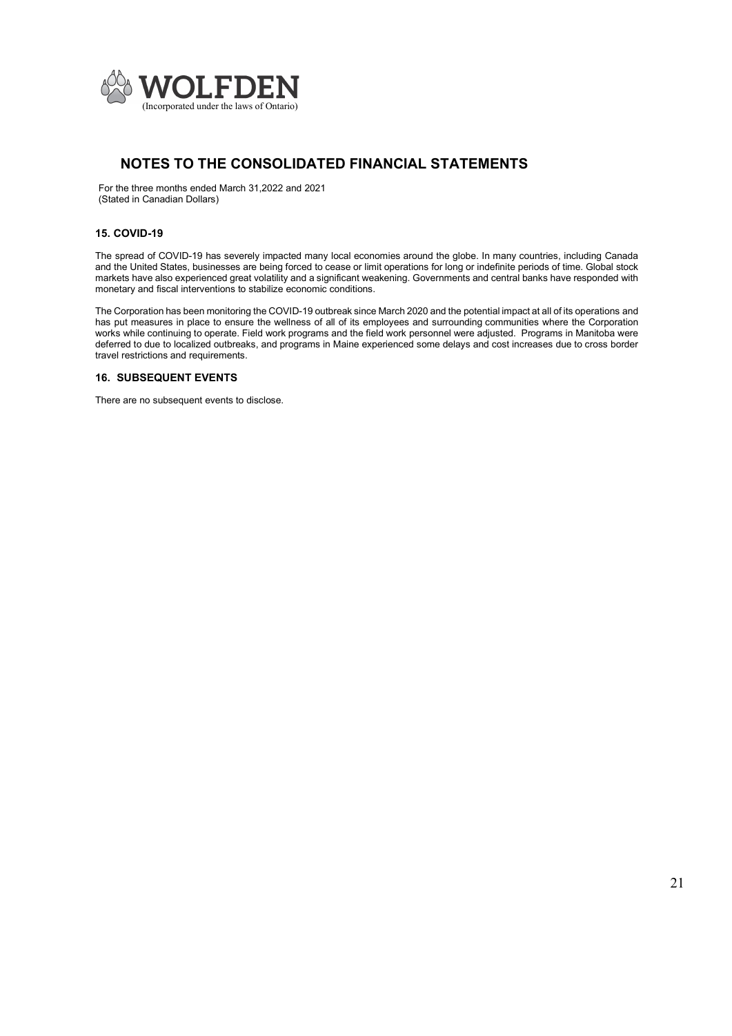WOLFDEN
(Incorporated under the laws of Ontario)

# NOTES TO THE CONSOLIDATED FINANCIAL STATEMENTS

For the three months ended March 31,2022 and 2021
(Stated in Canadian Dollars)

### 15. COVID-19

The spread of COVID-19 has severely impacted many local economies around the globe. In many countries, including Canada and the United States, businesses are being forced to cease or limit operations for long or indefinite periods of time. Global stock markets have also experienced great volatility and a significant weakening. Governments and central banks have responded with monetary and fiscal interventions to stabilize economic conditions.

The Corporation has been monitoring the COVID-19 outbreak since March 2020 and the potential impact at all of its operations and has put measures in place to ensure the wellness of all of its employees and surrounding communities where the Corporation works while continuing to operate. Field work programs and the field work personnel were adjusted. Programs in Manitoba were deferred to due to localized outbreaks, and programs in Maine experienced some delays and cost increases due to cross border travel restrictions and requirements.

### 16. SUBSEQUENT EVENTS

There are no subsequent events to disclose.